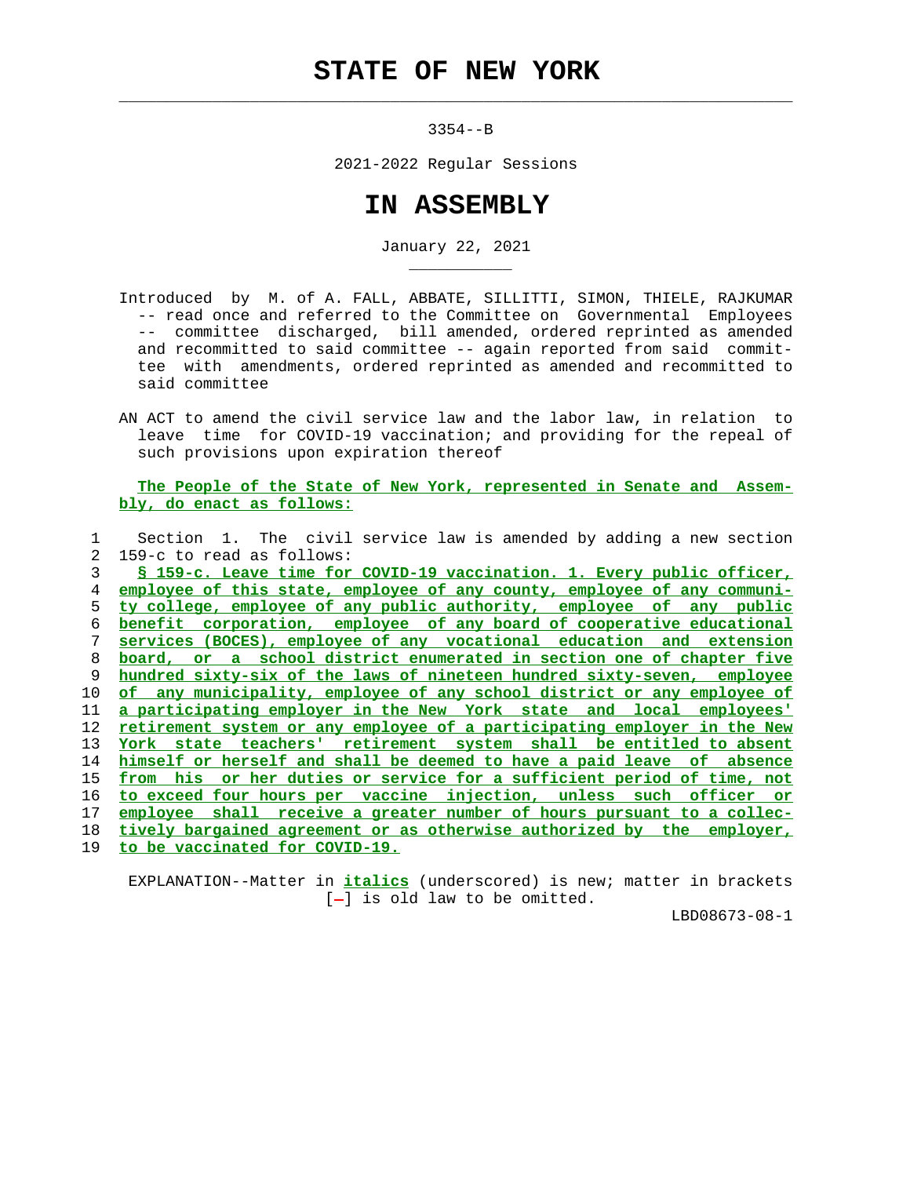# STATE OF NEW YORK

3354--B

2021-2022 Regular Sessions

# IN ASSEMBLY

January 22, 2021

Introduced by M. of A. FALL, ABBATE, SILLITTI, SIMON, THIELE, RAJKUMAR -- read once and referred to the Committee on Governmental Employees -- committee discharged, bill amended, ordered reprinted as amended and recommitted to said committee -- again reported from said committee with amendments, ordered reprinted as amended and recommitted to said committee

AN ACT to amend the civil service law and the labor law, in relation to leave time for COVID-19 vaccination; and providing for the repeal of such provisions upon expiration thereof

**The People of the State of New York, represented in Senate and Assembly, do enact as follows:**

1 Section 1. The civil service law is amended by adding a new section
2 159-c to read as follows:
3 **§ 159-c. Leave time for COVID-19 vaccination. 1. Every public officer,**
4 **employee of this state, employee of any county, employee of any communi-**
5 **ty college, employee of any public authority, employee of any public**
6 **benefit corporation, employee of any board of cooperative educational**
7 **services (BOCES), employee of any vocational education and extension**
8 **board, or a school district enumerated in section one of chapter five**
9 **hundred sixty-six of the laws of nineteen hundred sixty-seven, employee**
10 **of any municipality, employee of any school district or any employee of**
11 **a participating employer in the New York state and local employees'**
12 **retirement system or any employee of a participating employer in the New**
13 **York state teachers' retirement system shall be entitled to absent**
14 **himself or herself and shall be deemed to have a paid leave of absence**
15 **from his or her duties or service for a sufficient period of time, not**
16 **to exceed four hours per vaccine injection, unless such officer or**
17 **employee shall receive a greater number of hours pursuant to a collec-**
18 **tively bargained agreement or as otherwise authorized by the employer,**
19 **to be vaccinated for COVID-19.**

EXPLANATION--Matter in ***italics*** (underscored) is new; matter in brackets [-] is old law to be omitted.

LBD08673-08-1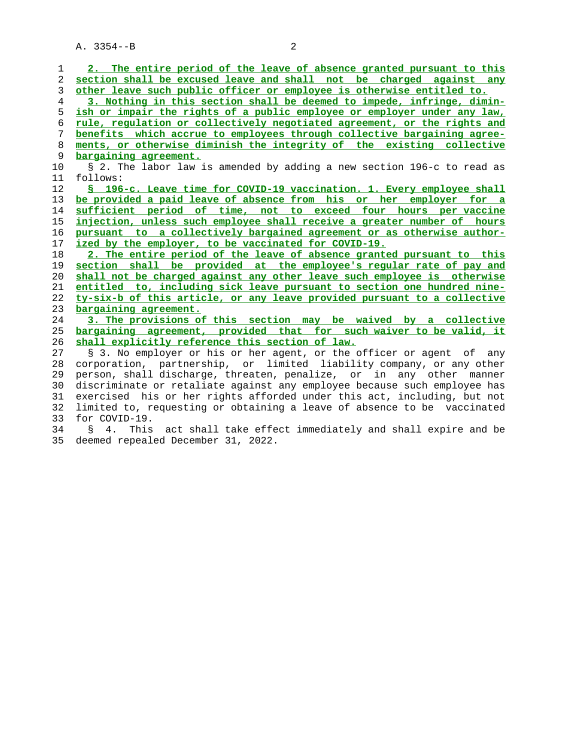2. The entire period of the leave of absence granted pursuant to this section shall be excused leave and shall not be charged against any other leave such public officer or employee is otherwise entitled to.

3. Nothing in this section shall be deemed to impede, infringe, diminish or impair the rights of a public employee or employer under any law, rule, regulation or collectively negotiated agreement, or the rights and benefits which accrue to employees through collective bargaining agreements, or otherwise diminish the integrity of the existing collective bargaining agreement.

§ 2. The labor law is amended by adding a new section 196-c to read as follows:

§ 196-c. Leave time for COVID-19 vaccination. 1. Every employee shall be provided a paid leave of absence from his or her employer for a sufficient period of time, not to exceed four hours per vaccine injection, unless such employee shall receive a greater number of hours pursuant to a collectively bargained agreement or as otherwise authorized by the employer, to be vaccinated for COVID-19.

2. The entire period of the leave of absence granted pursuant to this section shall be provided at the employee's regular rate of pay and shall not be charged against any other leave such employee is otherwise entitled to, including sick leave pursuant to section one hundred ninety-six-b of this article, or any leave provided pursuant to a collective bargaining agreement.

3. The provisions of this section may be waived by a collective bargaining agreement, provided that for such waiver to be valid, it shall explicitly reference this section of law.

§ 3. No employer or his or her agent, or the officer or agent of any corporation, partnership, or limited liability company, or any other person, shall discharge, threaten, penalize, or in any other manner discriminate or retaliate against any employee because such employee has exercised his or her rights afforded under this act, including, but not limited to, requesting or obtaining a leave of absence to be vaccinated for COVID-19.

§ 4. This act shall take effect immediately and shall expire and be deemed repealed December 31, 2022.